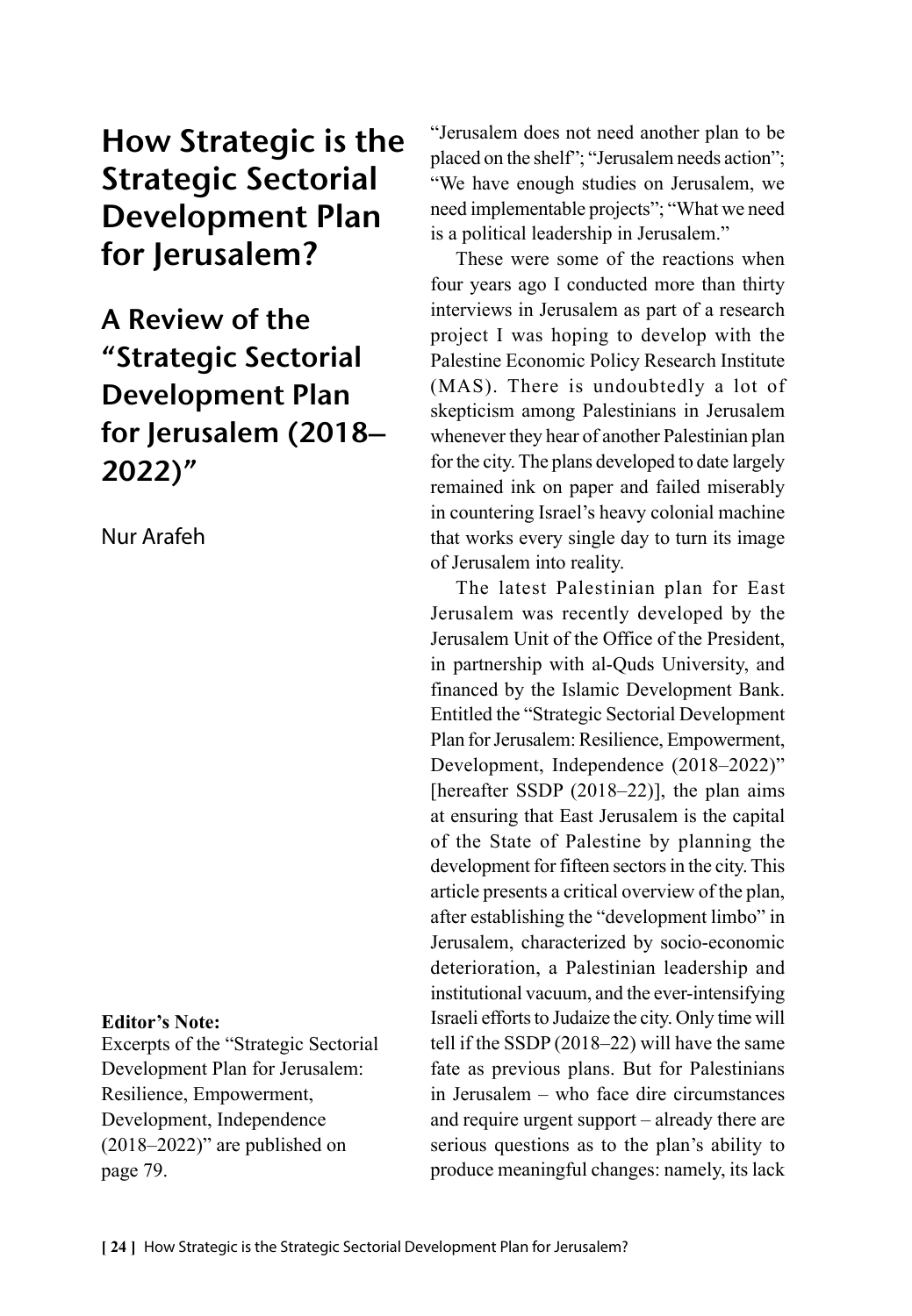# How Strategic is the Strategic Sectorial Development Plan for Jerusalem?

## A Review of the "Strategic Sectorial Development Plan for Jerusalem (2018–2022)"

Nur Arafeh

**Editor's Note:**
Excerpts of the "Strategic Sectorial Development Plan for Jerusalem: Resilience, Empowerment, Development, Independence (2018–2022)" are published on page 79.

"Jerusalem does not need another plan to be placed on the shelf"; "Jerusalem needs action"; "We have enough studies on Jerusalem, we need implementable projects"; "What we need is a political leadership in Jerusalem."

These were some of the reactions when four years ago I conducted more than thirty interviews in Jerusalem as part of a research project I was hoping to develop with the Palestine Economic Policy Research Institute (MAS). There is undoubtedly a lot of skepticism among Palestinians in Jerusalem whenever they hear of another Palestinian plan for the city. The plans developed to date largely remained ink on paper and failed miserably in countering Israel's heavy colonial machine that works every single day to turn its image of Jerusalem into reality.

The latest Palestinian plan for East Jerusalem was recently developed by the Jerusalem Unit of the Office of the President, in partnership with al-Quds University, and financed by the Islamic Development Bank. Entitled the "Strategic Sectorial Development Plan for Jerusalem: Resilience, Empowerment, Development, Independence (2018–2022)" [hereafter SSDP (2018–22)], the plan aims at ensuring that East Jerusalem is the capital of the State of Palestine by planning the development for fifteen sectors in the city. This article presents a critical overview of the plan, after establishing the "development limbo" in Jerusalem, characterized by socio-economic deterioration, a Palestinian leadership and institutional vacuum, and the ever-intensifying Israeli efforts to Judaize the city. Only time will tell if the SSDP (2018–22) will have the same fate as previous plans. But for Palestinians in Jerusalem – who face dire circumstances and require urgent support – already there are serious questions as to the plan's ability to produce meaningful changes: namely, its lack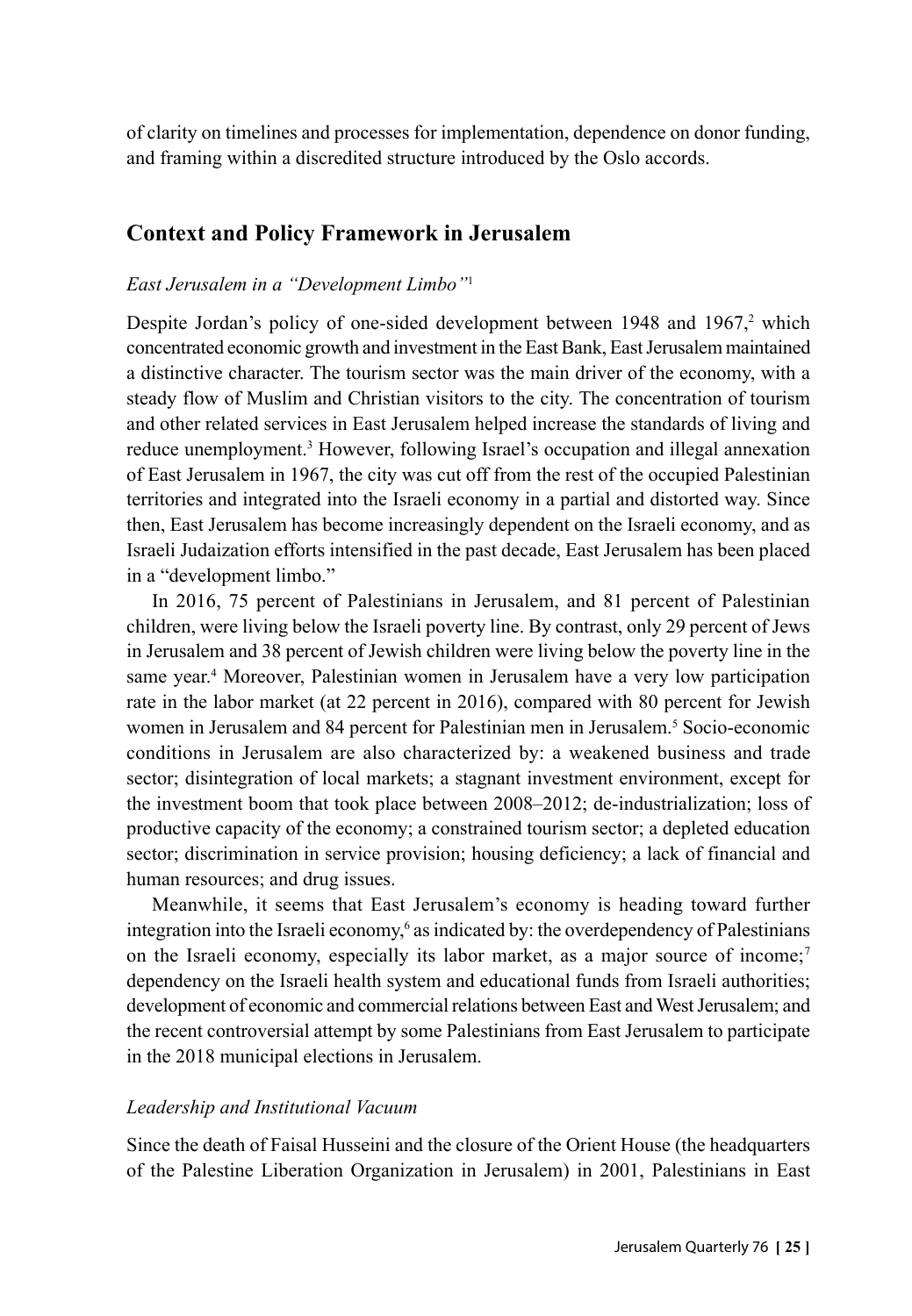of clarity on timelines and processes for implementation, dependence on donor funding, and framing within a discredited structure introduced by the Oslo accords.

## Context and Policy Framework in Jerusalem

### *East Jerusalem in a "Development Limbo"*[1]

Despite Jordan's policy of one-sided development between 1948 and 1967,[2] which concentrated economic growth and investment in the East Bank, East Jerusalem maintained a distinctive character. The tourism sector was the main driver of the economy, with a steady flow of Muslim and Christian visitors to the city. The concentration of tourism and other related services in East Jerusalem helped increase the standards of living and reduce unemployment.[3] However, following Israel's occupation and illegal annexation of East Jerusalem in 1967, the city was cut off from the rest of the occupied Palestinian territories and integrated into the Israeli economy in a partial and distorted way. Since then, East Jerusalem has become increasingly dependent on the Israeli economy, and as Israeli Judaization efforts intensified in the past decade, East Jerusalem has been placed in a "development limbo."

In 2016, 75 percent of Palestinians in Jerusalem, and 81 percent of Palestinian children, were living below the Israeli poverty line. By contrast, only 29 percent of Jews in Jerusalem and 38 percent of Jewish children were living below the poverty line in the same year.[4] Moreover, Palestinian women in Jerusalem have a very low participation rate in the labor market (at 22 percent in 2016), compared with 80 percent for Jewish women in Jerusalem and 84 percent for Palestinian men in Jerusalem.[5] Socio-economic conditions in Jerusalem are also characterized by: a weakened business and trade sector; disintegration of local markets; a stagnant investment environment, except for the investment boom that took place between 2008–2012; de-industrialization; loss of productive capacity of the economy; a constrained tourism sector; a depleted education sector; discrimination in service provision; housing deficiency; a lack of financial and human resources; and drug issues.

Meanwhile, it seems that East Jerusalem's economy is heading toward further integration into the Israeli economy,[6] as indicated by: the overdependency of Palestinians on the Israeli economy, especially its labor market, as a major source of income;[7] dependency on the Israeli health system and educational funds from Israeli authorities; development of economic and commercial relations between East and West Jerusalem; and the recent controversial attempt by some Palestinians from East Jerusalem to participate in the 2018 municipal elections in Jerusalem.

### *Leadership and Institutional Vacuum*

Since the death of Faisal Husseini and the closure of the Orient House (the headquarters of the Palestine Liberation Organization in Jerusalem) in 2001, Palestinians in East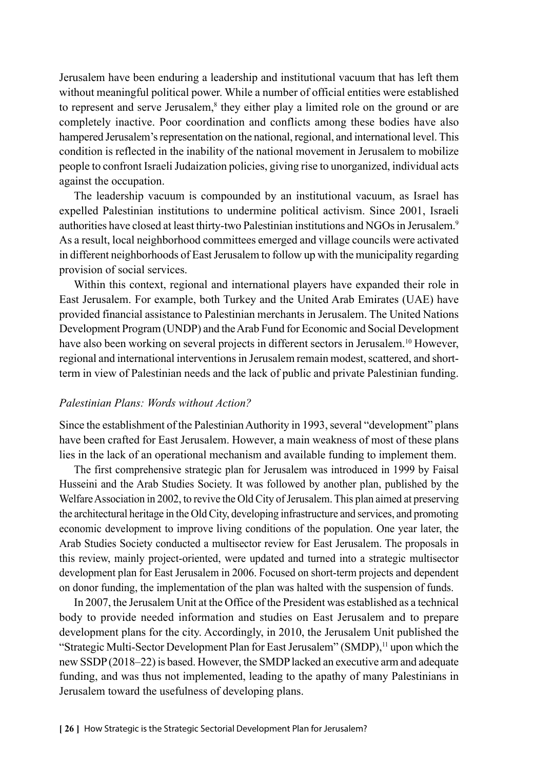Jerusalem have been enduring a leadership and institutional vacuum that has left them without meaningful political power. While a number of official entities were established to represent and serve Jerusalem,[8] they either play a limited role on the ground or are completely inactive. Poor coordination and conflicts among these bodies have also hampered Jerusalem's representation on the national, regional, and international level. This condition is reflected in the inability of the national movement in Jerusalem to mobilize people to confront Israeli Judaization policies, giving rise to unorganized, individual acts against the occupation.

The leadership vacuum is compounded by an institutional vacuum, as Israel has expelled Palestinian institutions to undermine political activism. Since 2001, Israeli authorities have closed at least thirty-two Palestinian institutions and NGOs in Jerusalem.[9] As a result, local neighborhood committees emerged and village councils were activated in different neighborhoods of East Jerusalem to follow up with the municipality regarding provision of social services.

Within this context, regional and international players have expanded their role in East Jerusalem. For example, both Turkey and the United Arab Emirates (UAE) have provided financial assistance to Palestinian merchants in Jerusalem. The United Nations Development Program (UNDP) and the Arab Fund for Economic and Social Development have also been working on several projects in different sectors in Jerusalem.[10] However, regional and international interventions in Jerusalem remain modest, scattered, and short-term in view of Palestinian needs and the lack of public and private Palestinian funding.

### *Palestinian Plans: Words without Action?*

Since the establishment of the Palestinian Authority in 1993, several "development" plans have been crafted for East Jerusalem. However, a main weakness of most of these plans lies in the lack of an operational mechanism and available funding to implement them.

The first comprehensive strategic plan for Jerusalem was introduced in 1999 by Faisal Husseini and the Arab Studies Society. It was followed by another plan, published by the Welfare Association in 2002, to revive the Old City of Jerusalem. This plan aimed at preserving the architectural heritage in the Old City, developing infrastructure and services, and promoting economic development to improve living conditions of the population. One year later, the Arab Studies Society conducted a multisector review for East Jerusalem. The proposals in this review, mainly project-oriented, were updated and turned into a strategic multisector development plan for East Jerusalem in 2006. Focused on short-term projects and dependent on donor funding, the implementation of the plan was halted with the suspension of funds.

In 2007, the Jerusalem Unit at the Office of the President was established as a technical body to provide needed information and studies on East Jerusalem and to prepare development plans for the city. Accordingly, in 2010, the Jerusalem Unit published the "Strategic Multi-Sector Development Plan for East Jerusalem" (SMDP),[11] upon which the new SSDP (2018–22) is based. However, the SMDP lacked an executive arm and adequate funding, and was thus not implemented, leading to the apathy of many Palestinians in Jerusalem toward the usefulness of developing plans.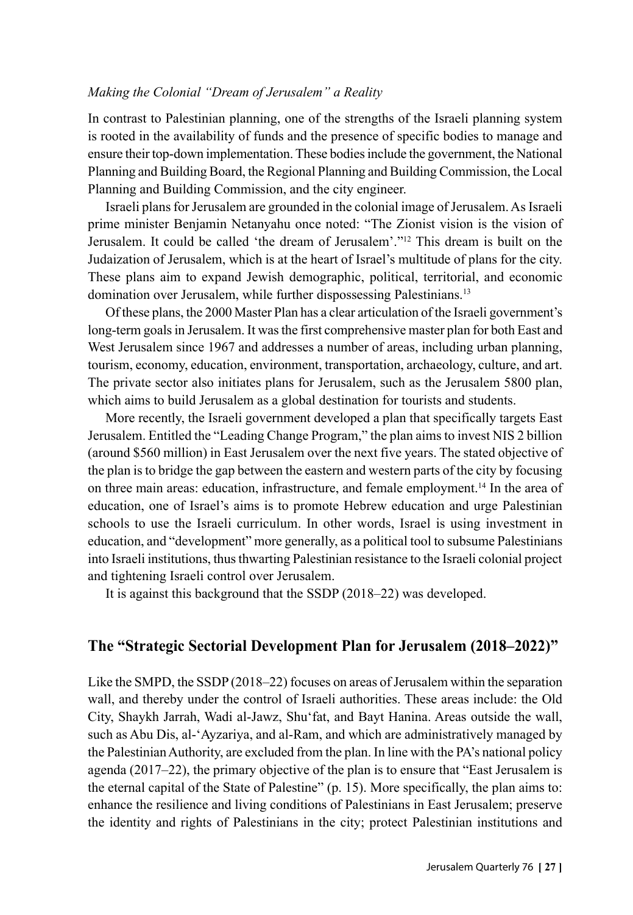### *Making the Colonial "Dream of Jerusalem" a Reality*

In contrast to Palestinian planning, one of the strengths of the Israeli planning system is rooted in the availability of funds and the presence of specific bodies to manage and ensure their top-down implementation. These bodies include the government, the National Planning and Building Board, the Regional Planning and Building Commission, the Local Planning and Building Commission, and the city engineer.

Israeli plans for Jerusalem are grounded in the colonial image of Jerusalem. As Israeli prime minister Benjamin Netanyahu once noted: "The Zionist vision is the vision of Jerusalem. It could be called 'the dream of Jerusalem'."[12] This dream is built on the Judaization of Jerusalem, which is at the heart of Israel's multitude of plans for the city. These plans aim to expand Jewish demographic, political, territorial, and economic domination over Jerusalem, while further dispossessing Palestinians.[13]

Of these plans, the 2000 Master Plan has a clear articulation of the Israeli government's long-term goals in Jerusalem. It was the first comprehensive master plan for both East and West Jerusalem since 1967 and addresses a number of areas, including urban planning, tourism, economy, education, environment, transportation, archaeology, culture, and art. The private sector also initiates plans for Jerusalem, such as the Jerusalem 5800 plan, which aims to build Jerusalem as a global destination for tourists and students.

More recently, the Israeli government developed a plan that specifically targets East Jerusalem. Entitled the "Leading Change Program," the plan aims to invest NIS 2 billion (around $560 million) in East Jerusalem over the next five years. The stated objective of the plan is to bridge the gap between the eastern and western parts of the city by focusing on three main areas: education, infrastructure, and female employment.[14] In the area of education, one of Israel's aims is to promote Hebrew education and urge Palestinian schools to use the Israeli curriculum. In other words, Israel is using investment in education, and "development" more generally, as a political tool to subsume Palestinians into Israeli institutions, thus thwarting Palestinian resistance to the Israeli colonial project and tightening Israeli control over Jerusalem.

It is against this background that the SSDP (2018–22) was developed.

## The "Strategic Sectorial Development Plan for Jerusalem (2018–2022)"

Like the SMPD, the SSDP (2018–22) focuses on areas of Jerusalem within the separation wall, and thereby under the control of Israeli authorities. These areas include: the Old City, Shaykh Jarrah, Wadi al-Jawz, Shu'fat, and Bayt Hanina. Areas outside the wall, such as Abu Dis, al-'Ayzariya, and al-Ram, and which are administratively managed by the Palestinian Authority, are excluded from the plan. In line with the PA's national policy agenda (2017–22), the primary objective of the plan is to ensure that "East Jerusalem is the eternal capital of the State of Palestine" (p. 15). More specifically, the plan aims to: enhance the resilience and living conditions of Palestinians in East Jerusalem; preserve the identity and rights of Palestinians in the city; protect Palestinian institutions and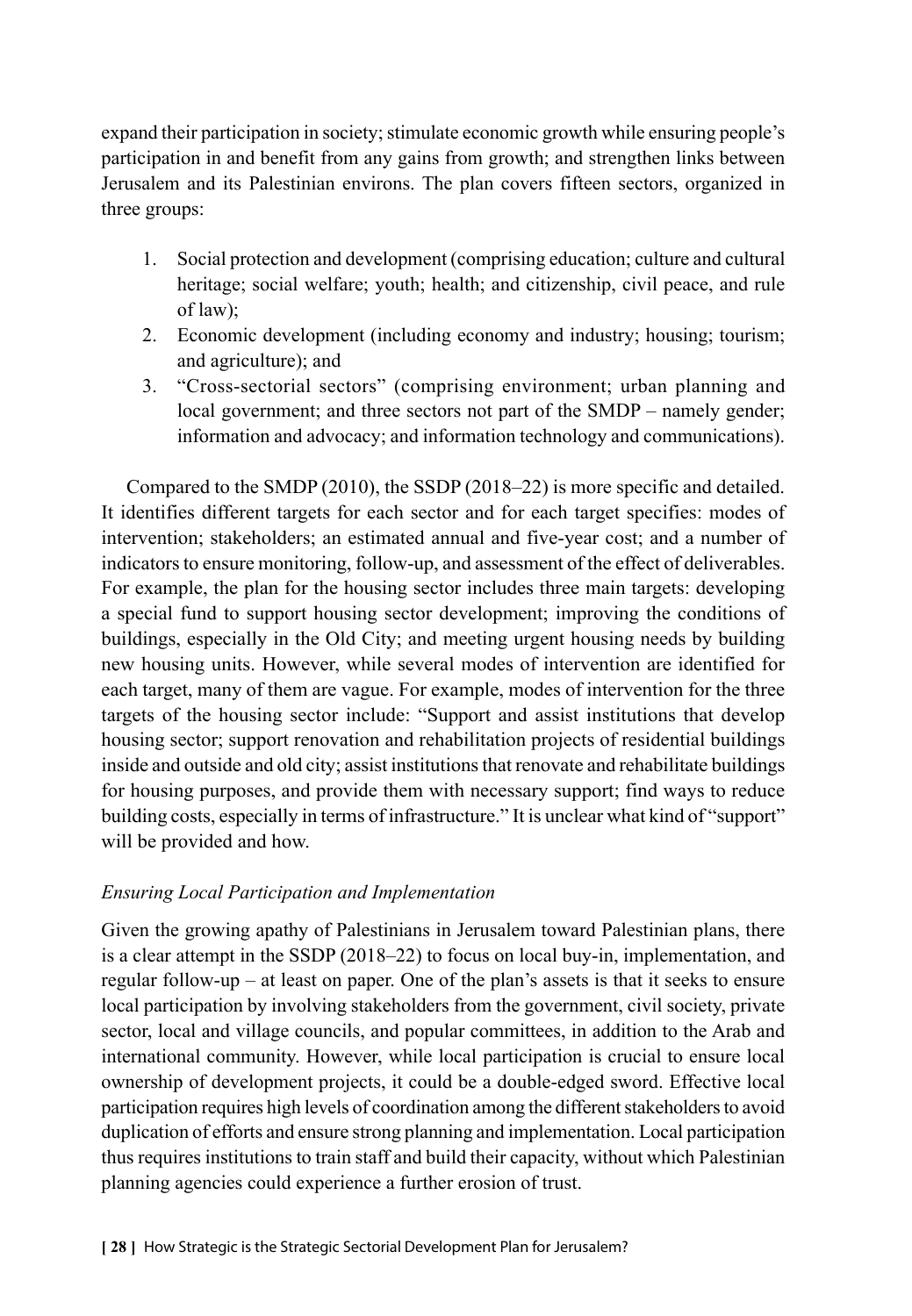expand their participation in society; stimulate economic growth while ensuring people's participation in and benefit from any gains from growth; and strengthen links between Jerusalem and its Palestinian environs. The plan covers fifteen sectors, organized in three groups:

1. Social protection and development (comprising education; culture and cultural heritage; social welfare; youth; health; and citizenship, civil peace, and rule of law);
2. Economic development (including economy and industry; housing; tourism; and agriculture); and
3. "Cross-sectorial sectors" (comprising environment; urban planning and local government; and three sectors not part of the SMDP – namely gender; information and advocacy; and information technology and communications).

Compared to the SMDP (2010), the SSDP (2018–22) is more specific and detailed. It identifies different targets for each sector and for each target specifies: modes of intervention; stakeholders; an estimated annual and five-year cost; and a number of indicators to ensure monitoring, follow-up, and assessment of the effect of deliverables. For example, the plan for the housing sector includes three main targets: developing a special fund to support housing sector development; improving the conditions of buildings, especially in the Old City; and meeting urgent housing needs by building new housing units. However, while several modes of intervention are identified for each target, many of them are vague. For example, modes of intervention for the three targets of the housing sector include: "Support and assist institutions that develop housing sector; support renovation and rehabilitation projects of residential buildings inside and outside and old city; assist institutions that renovate and rehabilitate buildings for housing purposes, and provide them with necessary support; find ways to reduce building costs, especially in terms of infrastructure." It is unclear what kind of "support" will be provided and how.

*Ensuring Local Participation and Implementation*

Given the growing apathy of Palestinians in Jerusalem toward Palestinian plans, there is a clear attempt in the SSDP (2018–22) to focus on local buy-in, implementation, and regular follow-up – at least on paper. One of the plan's assets is that it seeks to ensure local participation by involving stakeholders from the government, civil society, private sector, local and village councils, and popular committees, in addition to the Arab and international community. However, while local participation is crucial to ensure local ownership of development projects, it could be a double-edged sword. Effective local participation requires high levels of coordination among the different stakeholders to avoid duplication of efforts and ensure strong planning and implementation. Local participation thus requires institutions to train staff and build their capacity, without which Palestinian planning agencies could experience a further erosion of trust.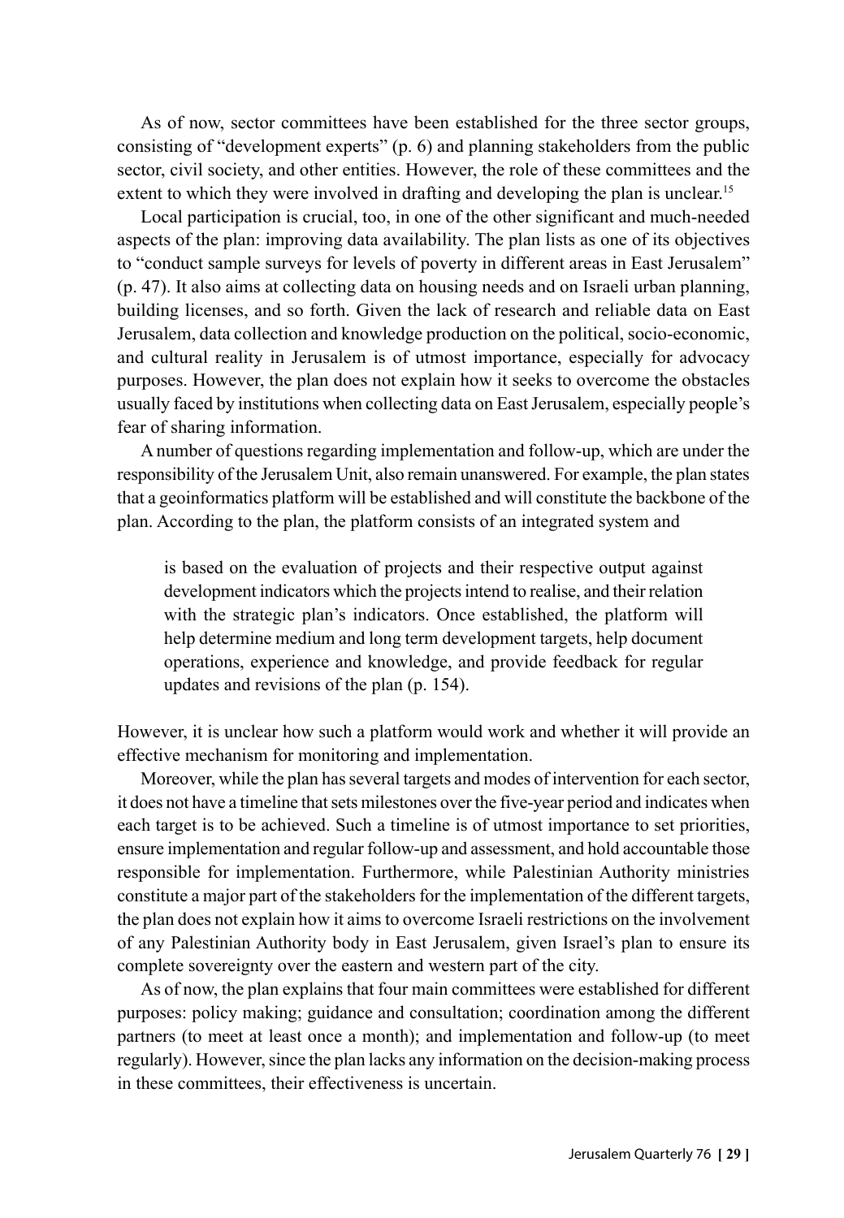As of now, sector committees have been established for the three sector groups, consisting of "development experts" (p. 6) and planning stakeholders from the public sector, civil society, and other entities. However, the role of these committees and the extent to which they were involved in drafting and developing the plan is unclear.[15]

Local participation is crucial, too, in one of the other significant and much-needed aspects of the plan: improving data availability. The plan lists as one of its objectives to "conduct sample surveys for levels of poverty in different areas in East Jerusalem" (p. 47). It also aims at collecting data on housing needs and on Israeli urban planning, building licenses, and so forth. Given the lack of research and reliable data on East Jerusalem, data collection and knowledge production on the political, socio-economic, and cultural reality in Jerusalem is of utmost importance, especially for advocacy purposes. However, the plan does not explain how it seeks to overcome the obstacles usually faced by institutions when collecting data on East Jerusalem, especially people's fear of sharing information.

A number of questions regarding implementation and follow-up, which are under the responsibility of the Jerusalem Unit, also remain unanswered. For example, the plan states that a geoinformatics platform will be established and will constitute the backbone of the plan. According to the plan, the platform consists of an integrated system and

> is based on the evaluation of projects and their respective output against development indicators which the projects intend to realise, and their relation with the strategic plan's indicators. Once established, the platform will help determine medium and long term development targets, help document operations, experience and knowledge, and provide feedback for regular updates and revisions of the plan (p. 154).

However, it is unclear how such a platform would work and whether it will provide an effective mechanism for monitoring and implementation.

Moreover, while the plan has several targets and modes of intervention for each sector, it does not have a timeline that sets milestones over the five-year period and indicates when each target is to be achieved. Such a timeline is of utmost importance to set priorities, ensure implementation and regular follow-up and assessment, and hold accountable those responsible for implementation. Furthermore, while Palestinian Authority ministries constitute a major part of the stakeholders for the implementation of the different targets, the plan does not explain how it aims to overcome Israeli restrictions on the involvement of any Palestinian Authority body in East Jerusalem, given Israel's plan to ensure its complete sovereignty over the eastern and western part of the city.

As of now, the plan explains that four main committees were established for different purposes: policy making; guidance and consultation; coordination among the different partners (to meet at least once a month); and implementation and follow-up (to meet regularly). However, since the plan lacks any information on the decision-making process in these committees, their effectiveness is uncertain.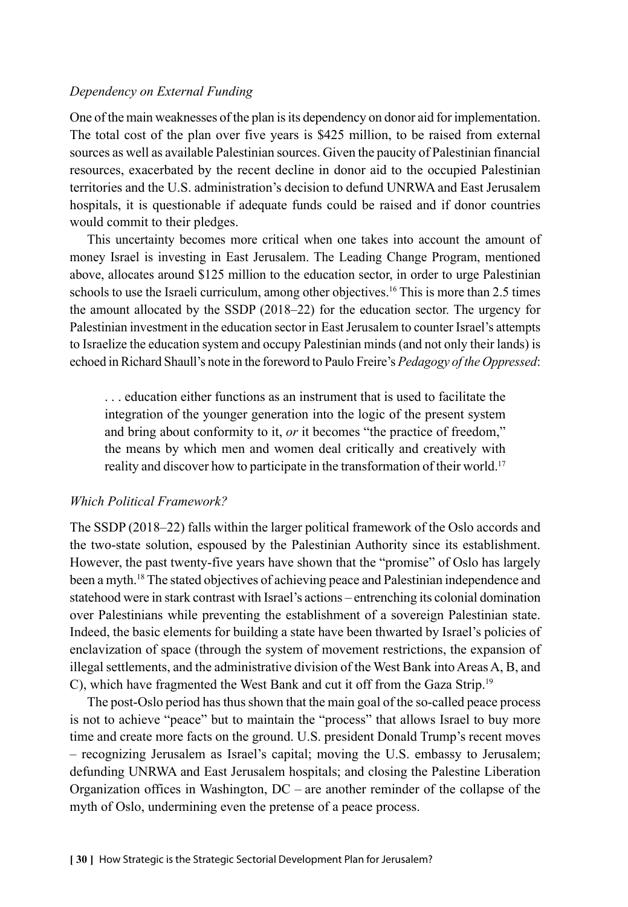*Dependency on External Funding*

One of the main weaknesses of the plan is its dependency on donor aid for implementation. The total cost of the plan over five years is $425 million, to be raised from external sources as well as available Palestinian sources. Given the paucity of Palestinian financial resources, exacerbated by the recent decline in donor aid to the occupied Palestinian territories and the U.S. administration's decision to defund UNRWA and East Jerusalem hospitals, it is questionable if adequate funds could be raised and if donor countries would commit to their pledges.

This uncertainty becomes more critical when one takes into account the amount of money Israel is investing in East Jerusalem. The Leading Change Program, mentioned above, allocates around $125 million to the education sector, in order to urge Palestinian schools to use the Israeli curriculum, among other objectives.[16] This is more than 2.5 times the amount allocated by the SSDP (2018–22) for the education sector. The urgency for Palestinian investment in the education sector in East Jerusalem to counter Israel's attempts to Israelize the education system and occupy Palestinian minds (and not only their lands) is echoed in Richard Shaull's note in the foreword to Paulo Freire's *Pedagogy of the Oppressed*:

> . . . education either functions as an instrument that is used to facilitate the integration of the younger generation into the logic of the present system and bring about conformity to it, *or* it becomes "the practice of freedom," the means by which men and women deal critically and creatively with reality and discover how to participate in the transformation of their world.[17]

*Which Political Framework?*

The SSDP (2018–22) falls within the larger political framework of the Oslo accords and the two-state solution, espoused by the Palestinian Authority since its establishment. However, the past twenty-five years have shown that the "promise" of Oslo has largely been a myth.[18] The stated objectives of achieving peace and Palestinian independence and statehood were in stark contrast with Israel's actions – entrenching its colonial domination over Palestinians while preventing the establishment of a sovereign Palestinian state. Indeed, the basic elements for building a state have been thwarted by Israel's policies of enclavization of space (through the system of movement restrictions, the expansion of illegal settlements, and the administrative division of the West Bank into Areas A, B, and C), which have fragmented the West Bank and cut it off from the Gaza Strip.[19]

The post-Oslo period has thus shown that the main goal of the so-called peace process is not to achieve "peace" but to maintain the "process" that allows Israel to buy more time and create more facts on the ground. U.S. president Donald Trump's recent moves – recognizing Jerusalem as Israel's capital; moving the U.S. embassy to Jerusalem; defunding UNRWA and East Jerusalem hospitals; and closing the Palestine Liberation Organization offices in Washington, DC – are another reminder of the collapse of the myth of Oslo, undermining even the pretense of a peace process.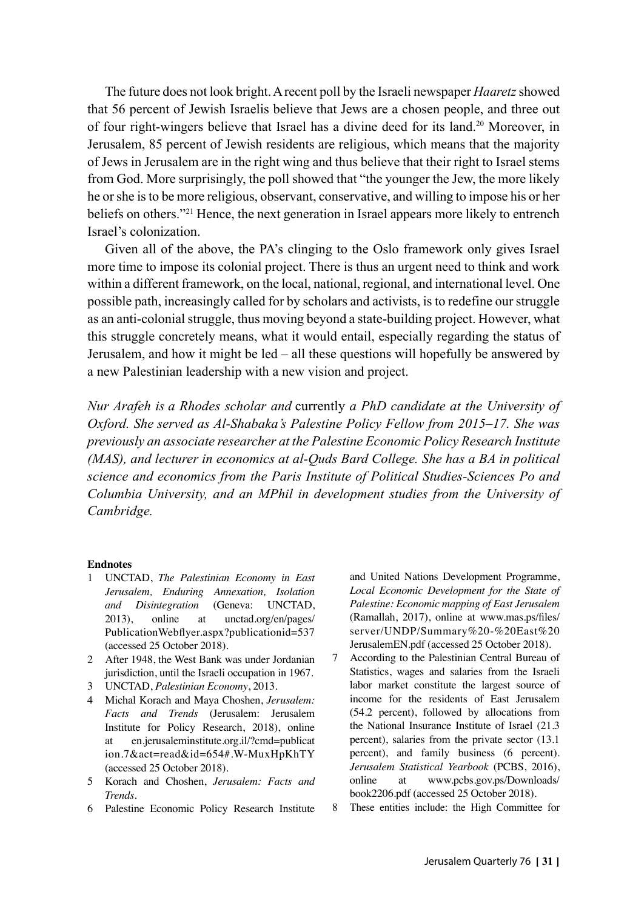The future does not look bright. A recent poll by the Israeli newspaper *Haaretz* showed that 56 percent of Jewish Israelis believe that Jews are a chosen people, and three out of four right-wingers believe that Israel has a divine deed for its land.[20] Moreover, in Jerusalem, 85 percent of Jewish residents are religious, which means that the majority of Jews in Jerusalem are in the right wing and thus believe that their right to Israel stems from God. More surprisingly, the poll showed that "the younger the Jew, the more likely he or she is to be more religious, observant, conservative, and willing to impose his or her beliefs on others."[21] Hence, the next generation in Israel appears more likely to entrench Israel's colonization.

Given all of the above, the PA's clinging to the Oslo framework only gives Israel more time to impose its colonial project. There is thus an urgent need to think and work within a different framework, on the local, national, regional, and international level. One possible path, increasingly called for by scholars and activists, is to redefine our struggle as an anti-colonial struggle, thus moving beyond a state-building project. However, what this struggle concretely means, what it would entail, especially regarding the status of Jerusalem, and how it might be led – all these questions will hopefully be answered by a new Palestinian leadership with a new vision and project.

*Nur Arafeh is a Rhodes scholar and* currently *a PhD candidate at the University of Oxford. She served as Al-Shabaka's Palestine Policy Fellow from 2015–17. She was previously an associate researcher at the Palestine Economic Policy Research Institute (MAS), and lecturer in economics at al-Quds Bard College. She has a BA in political science and economics from the Paris Institute of Political Studies-Sciences Po and Columbia University, and an MPhil in development studies from the University of Cambridge.*

**Endnotes**

1 UNCTAD, *The Palestinian Economy in East Jerusalem, Enduring Annexation, Isolation and Disintegration* (Geneva: UNCTAD, 2013), online at unctad.org/en/pages/PublicationWebflyer.aspx?publicationid=537 (accessed 25 October 2018).

2 After 1948, the West Bank was under Jordanian jurisdiction, until the Israeli occupation in 1967.

3 UNCTAD, *Palestinian Economy*, 2013.

4 Michal Korach and Maya Choshen, *Jerusalem: Facts and Trends* (Jerusalem: Jerusalem Institute for Policy Research, 2018), online at en.jerusaleminstitute.org.il/?cmd=publication.7&act=read&id=654#.W-MuxHpKhTY (accessed 25 October 2018).

5 Korach and Choshen, *Jerusalem: Facts and Trends*.

6 Palestine Economic Policy Research Institute and United Nations Development Programme, *Local Economic Development for the State of Palestine: Economic mapping of East Jerusalem* (Ramallah, 2017), online at www.mas.ps/files/server/UNDP/Summary%20-%20East%20JerusalemEN.pdf (accessed 25 October 2018).

7 According to the Palestinian Central Bureau of Statistics, wages and salaries from the Israeli labor market constitute the largest source of income for the residents of East Jerusalem (54.2 percent), followed by allocations from the National Insurance Institute of Israel (21.3 percent), salaries from the private sector (13.1 percent), and family business (6 percent). *Jerusalem Statistical Yearbook* (PCBS, 2016), online at www.pcbs.gov.ps/Downloads/book2206.pdf (accessed 25 October 2018).

8 These entities include: the High Committee for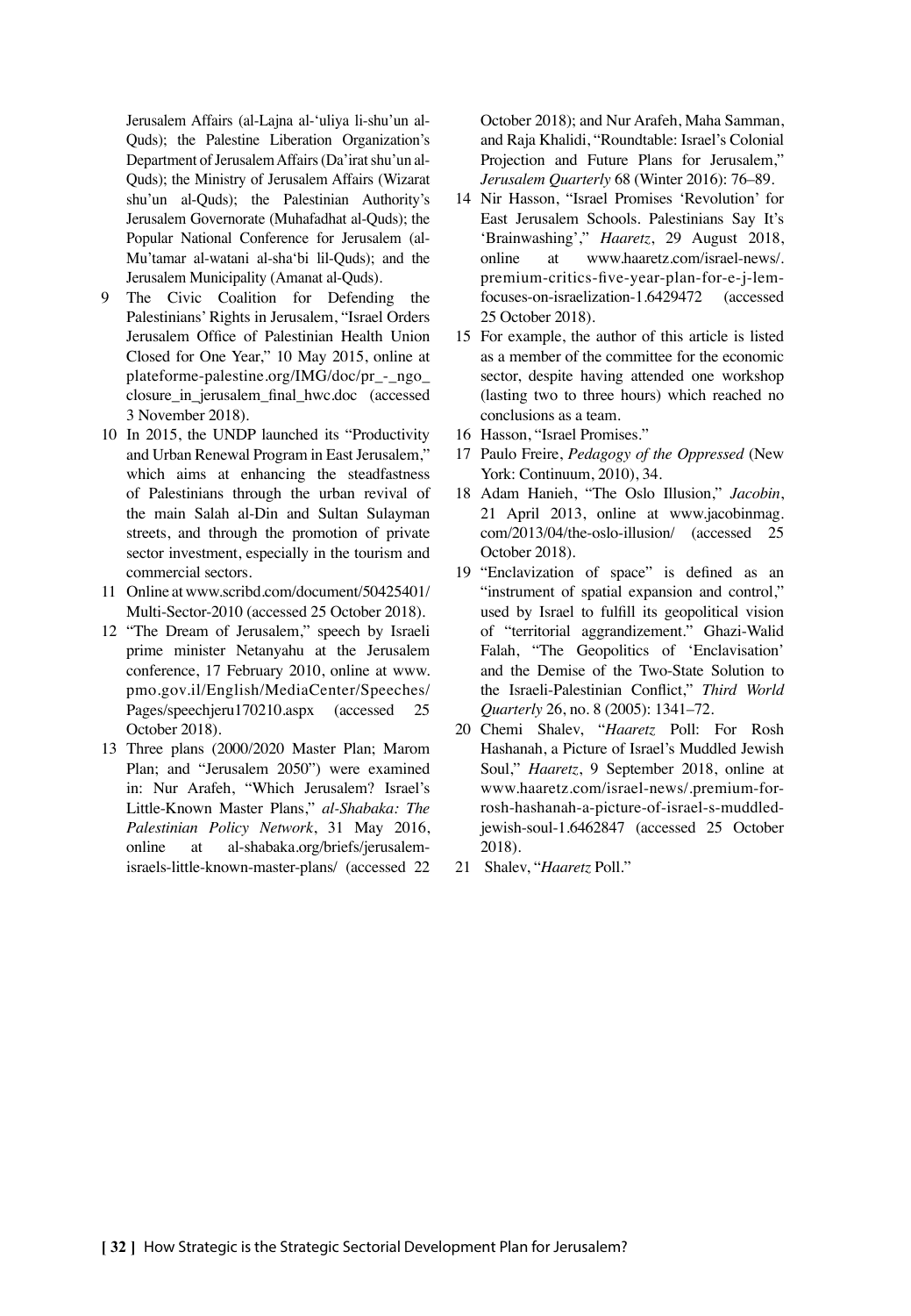Jerusalem Affairs (al-Lajna al-'uliya li-shu'un al-Quds); the Palestine Liberation Organization's Department of Jerusalem Affairs (Da'irat shu'un al-Quds); the Ministry of Jerusalem Affairs (Wizarat shu'un al-Quds); the Palestinian Authority's Jerusalem Governorate (Muhafadhat al-Quds); the Popular National Conference for Jerusalem (al-Mu'tamar al-watani al-sha'bi lil-Quds); and the Jerusalem Municipality (Amanat al-Quds).

9 The Civic Coalition for Defending the Palestinians' Rights in Jerusalem, "Israel Orders Jerusalem Office of Palestinian Health Union Closed for One Year," 10 May 2015, online at plateforme-palestine.org/IMG/doc/pr_-_ngo_closure_in_jerusalem_final_hwc.doc (accessed 3 November 2018).

10 In 2015, the UNDP launched its "Productivity and Urban Renewal Program in East Jerusalem," which aims at enhancing the steadfastness of Palestinians through the urban revival of the main Salah al-Din and Sultan Sulayman streets, and through the promotion of private sector investment, especially in the tourism and commercial sectors.

11 Online at www.scribd.com/document/50425401/Multi-Sector-2010 (accessed 25 October 2018).

12 "The Dream of Jerusalem," speech by Israeli prime minister Netanyahu at the Jerusalem conference, 17 February 2010, online at www.pmo.gov.il/English/MediaCenter/Speeches/Pages/speechjeru170210.aspx (accessed 25 October 2018).

13 Three plans (2000/2020 Master Plan; Marom Plan; and "Jerusalem 2050") were examined in: Nur Arafeh, "Which Jerusalem? Israel's Little-Known Master Plans," *al-Shabaka: The Palestinian Policy Network*, 31 May 2016, online at al-shabaka.org/briefs/jerusalem-israels-little-known-master-plans/ (accessed 22 October 2018); and Nur Arafeh, Maha Samman, and Raja Khalidi, "Roundtable: Israel's Colonial Projection and Future Plans for Jerusalem," *Jerusalem Quarterly* 68 (Winter 2016): 76–89.

14 Nir Hasson, "Israel Promises 'Revolution' for East Jerusalem Schools. Palestinians Say It's 'Brainwashing'," *Haaretz*, 29 August 2018, online at www.haaretz.com/israel-news/.premium-critics-five-year-plan-for-e-j-lem-focuses-on-israelization-1.6429472 (accessed 25 October 2018).

15 For example, the author of this article is listed as a member of the committee for the economic sector, despite having attended one workshop (lasting two to three hours) which reached no conclusions as a team.

16 Hasson, "Israel Promises."

17 Paulo Freire, *Pedagogy of the Oppressed* (New York: Continuum, 2010), 34.

18 Adam Hanieh, "The Oslo Illusion," *Jacobin*, 21 April 2013, online at www.jacobinmag.com/2013/04/the-oslo-illusion/ (accessed 25 October 2018).

19 "Enclavization of space" is defined as an "instrument of spatial expansion and control," used by Israel to fulfill its geopolitical vision of "territorial aggrandizement." Ghazi-Walid Falah, "The Geopolitics of 'Enclavisation' and the Demise of the Two-State Solution to the Israeli-Palestinian Conflict," *Third World Quarterly* 26, no. 8 (2005): 1341–72.

20 Chemi Shalev, "*Haaretz* Poll: For Rosh Hashanah, a Picture of Israel's Muddled Jewish Soul," *Haaretz*, 9 September 2018, online at www.haaretz.com/israel-news/.premium-for-rosh-hashanah-a-picture-of-israel-s-muddled-jewish-soul-1.6462847 (accessed 25 October 2018).

21 Shalev, "*Haaretz* Poll."